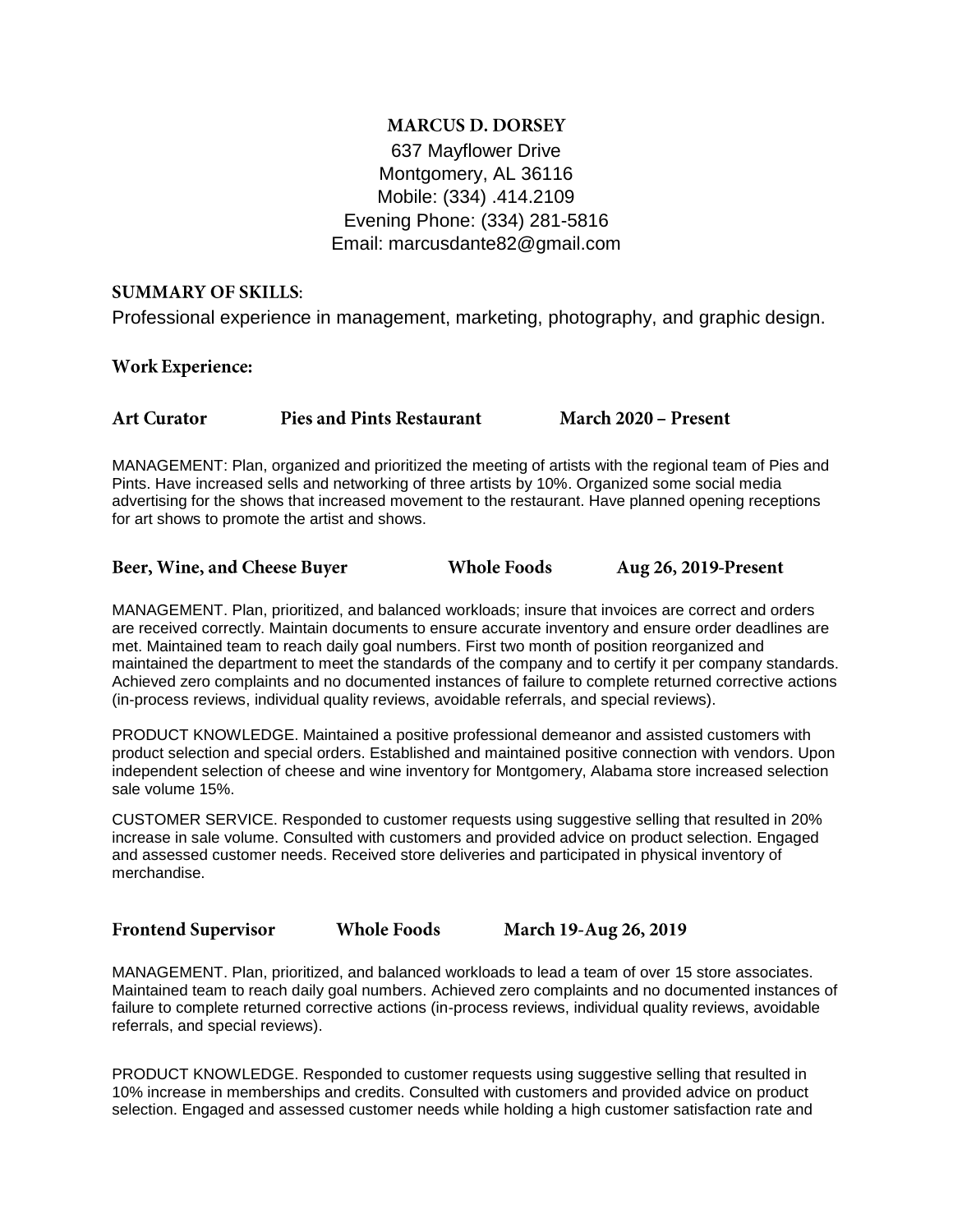# MARCUS D. DORSEY

637 Mayflower Drive
Montgomery, AL 36116
Mobile: (334) .414.2109
Evening Phone: (334) 281-5816
Email: marcusdante82@gmail.com

## SUMMARY OF SKILLS:

Professional experience in management, marketing, photography, and graphic design.

## Work Experience:

### Art Curator — Pies and Pints Restaurant — March 2020 – Present

MANAGEMENT: Plan, organized and prioritized the meeting of artists with the regional team of Pies and Pints. Have increased sells and networking of three artists by 10%. Organized some social media advertising for the shows that increased movement to the restaurant. Have planned opening receptions for art shows to promote the artist and shows.

### Beer, Wine, and Cheese Buyer — Whole Foods — Aug 26, 2019-Present

MANAGEMENT. Plan, prioritized, and balanced workloads; insure that invoices are correct and orders are received correctly. Maintain documents to ensure accurate inventory and ensure order deadlines are met. Maintained team to reach daily goal numbers. First two month of position reorganized and maintained the department to meet the standards of the company and to certify it per company standards. Achieved zero complaints and no documented instances of failure to complete returned corrective actions (in-process reviews, individual quality reviews, avoidable referrals, and special reviews).

PRODUCT KNOWLEDGE. Maintained a positive professional demeanor and assisted customers with product selection and special orders. Established and maintained positive connection with vendors. Upon independent selection of cheese and wine inventory for Montgomery, Alabama store increased selection sale volume 15%.

CUSTOMER SERVICE. Responded to customer requests using suggestive selling that resulted in 20% increase in sale volume. Consulted with customers and provided advice on product selection. Engaged and assessed customer needs. Received store deliveries and participated in physical inventory of merchandise.

### Frontend Supervisor — Whole Foods — March 19-Aug 26, 2019

MANAGEMENT. Plan, prioritized, and balanced workloads to lead a team of over 15 store associates. Maintained team to reach daily goal numbers. Achieved zero complaints and no documented instances of failure to complete returned corrective actions (in-process reviews, individual quality reviews, avoidable referrals, and special reviews).

PRODUCT KNOWLEDGE. Responded to customer requests using suggestive selling that resulted in 10% increase in memberships and credits. Consulted with customers and provided advice on product selection. Engaged and assessed customer needs while holding a high customer satisfaction rate and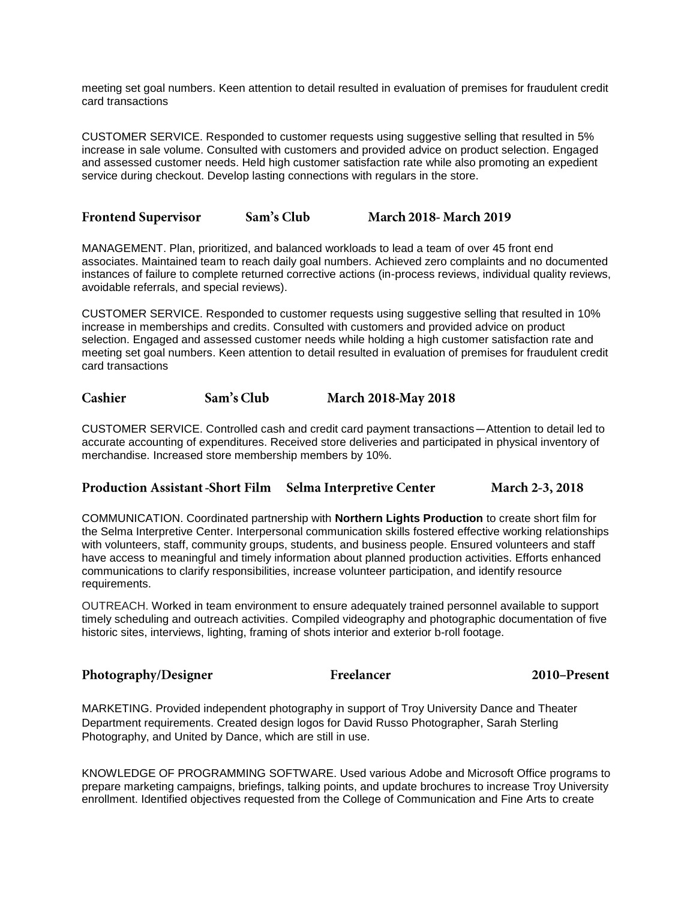meeting set goal numbers. Keen attention to detail resulted in evaluation of premises for fraudulent credit card transactions

CUSTOMER SERVICE. Responded to customer requests using suggestive selling that resulted in 5% increase in sale volume. Consulted with customers and provided advice on product selection. Engaged and assessed customer needs. Held high customer satisfaction rate while also promoting an expedient service during checkout. Develop lasting connections with regulars in the store.

### Frontend Supervisor Sam's Club March 2018- March 2019

MANAGEMENT. Plan, prioritized, and balanced workloads to lead a team of over 45 front end associates. Maintained team to reach daily goal numbers. Achieved zero complaints and no documented instances of failure to complete returned corrective actions (in-process reviews, individual quality reviews, avoidable referrals, and special reviews).

CUSTOMER SERVICE. Responded to customer requests using suggestive selling that resulted in 10% increase in memberships and credits. Consulted with customers and provided advice on product selection. Engaged and assessed customer needs while holding a high customer satisfaction rate and meeting set goal numbers. Keen attention to detail resulted in evaluation of premises for fraudulent credit card transactions

### Cashier Sam's Club March 2018-May 2018

CUSTOMER SERVICE. Controlled cash and credit card payment transactions—Attention to detail led to accurate accounting of expenditures. Received store deliveries and participated in physical inventory of merchandise. Increased store membership members by 10%.

### Production Assistant -Short Film Selma Interpretive Center March 2-3, 2018

COMMUNICATION. Coordinated partnership with **Northern Lights Production** to create short film for the Selma Interpretive Center. Interpersonal communication skills fostered effective working relationships with volunteers, staff, community groups, students, and business people. Ensured volunteers and staff have access to meaningful and timely information about planned production activities. Efforts enhanced communications to clarify responsibilities, increase volunteer participation, and identify resource requirements.

OUTREACH. Worked in team environment to ensure adequately trained personnel available to support timely scheduling and outreach activities. Compiled videography and photographic documentation of five historic sites, interviews, lighting, framing of shots interior and exterior b-roll footage.

### Photography/Designer Freelancer 2010–Present

MARKETING. Provided independent photography in support of Troy University Dance and Theater Department requirements. Created design logos for David Russo Photographer, Sarah Sterling Photography, and United by Dance, which are still in use.

KNOWLEDGE OF PROGRAMMING SOFTWARE. Used various Adobe and Microsoft Office programs to prepare marketing campaigns, briefings, talking points, and update brochures to increase Troy University enrollment. Identified objectives requested from the College of Communication and Fine Arts to create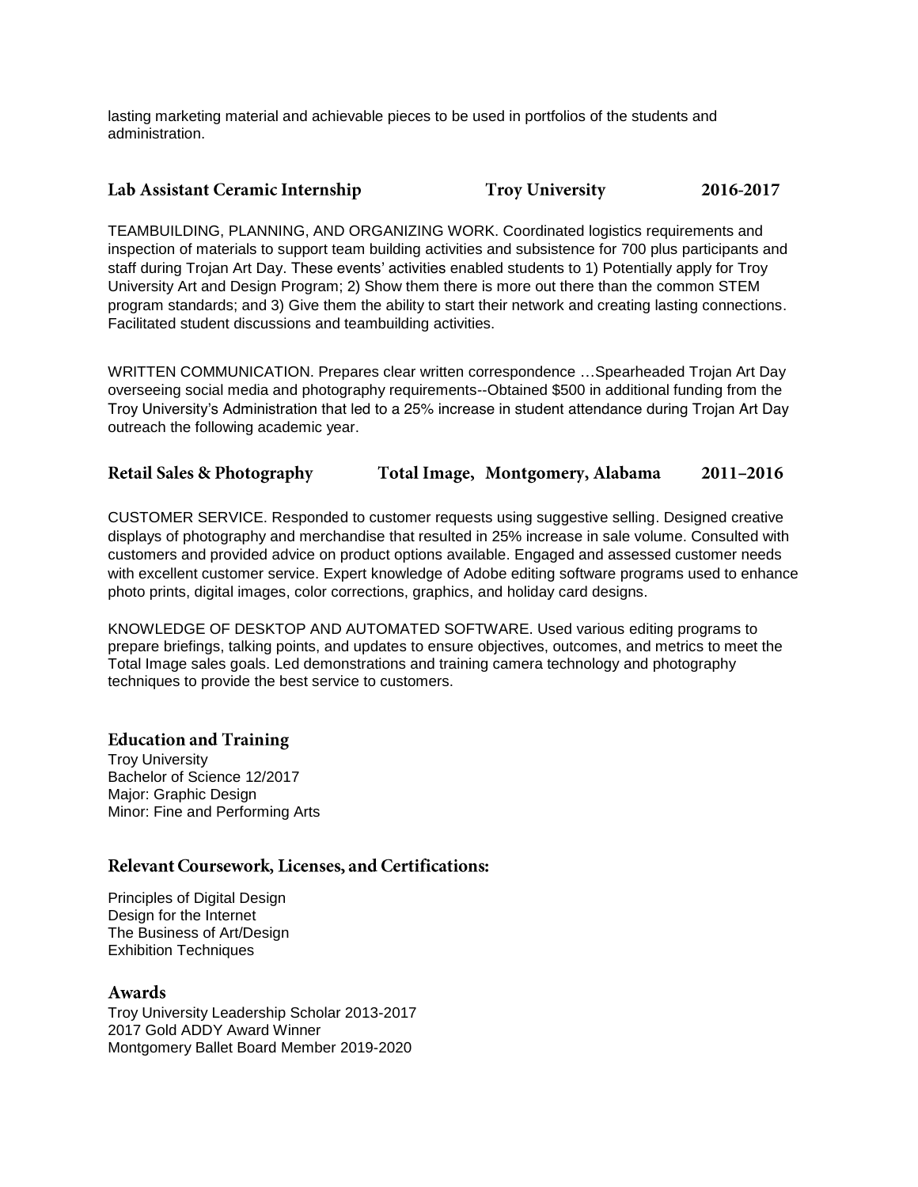lasting marketing material and achievable pieces to be used in portfolios of the students and administration.

### Lab Assistant Ceramic Internship — Troy University — 2016-2017

TEAMBUILDING, PLANNING, AND ORGANIZING WORK. Coordinated logistics requirements and inspection of materials to support team building activities and subsistence for 700 plus participants and staff during Trojan Art Day. These events' activities enabled students to 1) Potentially apply for Troy University Art and Design Program; 2) Show them there is more out there than the common STEM program standards; and 3) Give them the ability to start their network and creating lasting connections. Facilitated student discussions and teambuilding activities.

WRITTEN COMMUNICATION. Prepares clear written correspondence …Spearheaded Trojan Art Day overseeing social media and photography requirements--Obtained $500 in additional funding from the Troy University's Administration that led to a 25% increase in student attendance during Trojan Art Day outreach the following academic year.

### Retail Sales & Photography — Total Image, Montgomery, Alabama — 2011–2016

CUSTOMER SERVICE. Responded to customer requests using suggestive selling. Designed creative displays of photography and merchandise that resulted in 25% increase in sale volume. Consulted with customers and provided advice on product options available. Engaged and assessed customer needs with excellent customer service. Expert knowledge of Adobe editing software programs used to enhance photo prints, digital images, color corrections, graphics, and holiday card designs.

KNOWLEDGE OF DESKTOP AND AUTOMATED SOFTWARE. Used various editing programs to prepare briefings, talking points, and updates to ensure objectives, outcomes, and metrics to meet the Total Image sales goals. Led demonstrations and training camera technology and photography techniques to provide the best service to customers.

## Education and Training

Troy University
Bachelor of Science 12/2017
Major: Graphic Design
Minor: Fine and Performing Arts

## Relevant Coursework, Licenses, and Certifications:

Principles of Digital Design
Design for the Internet
The Business of Art/Design
Exhibition Techniques

## Awards

Troy University Leadership Scholar 2013-2017
2017 Gold ADDY Award Winner
Montgomery Ballet Board Member 2019-2020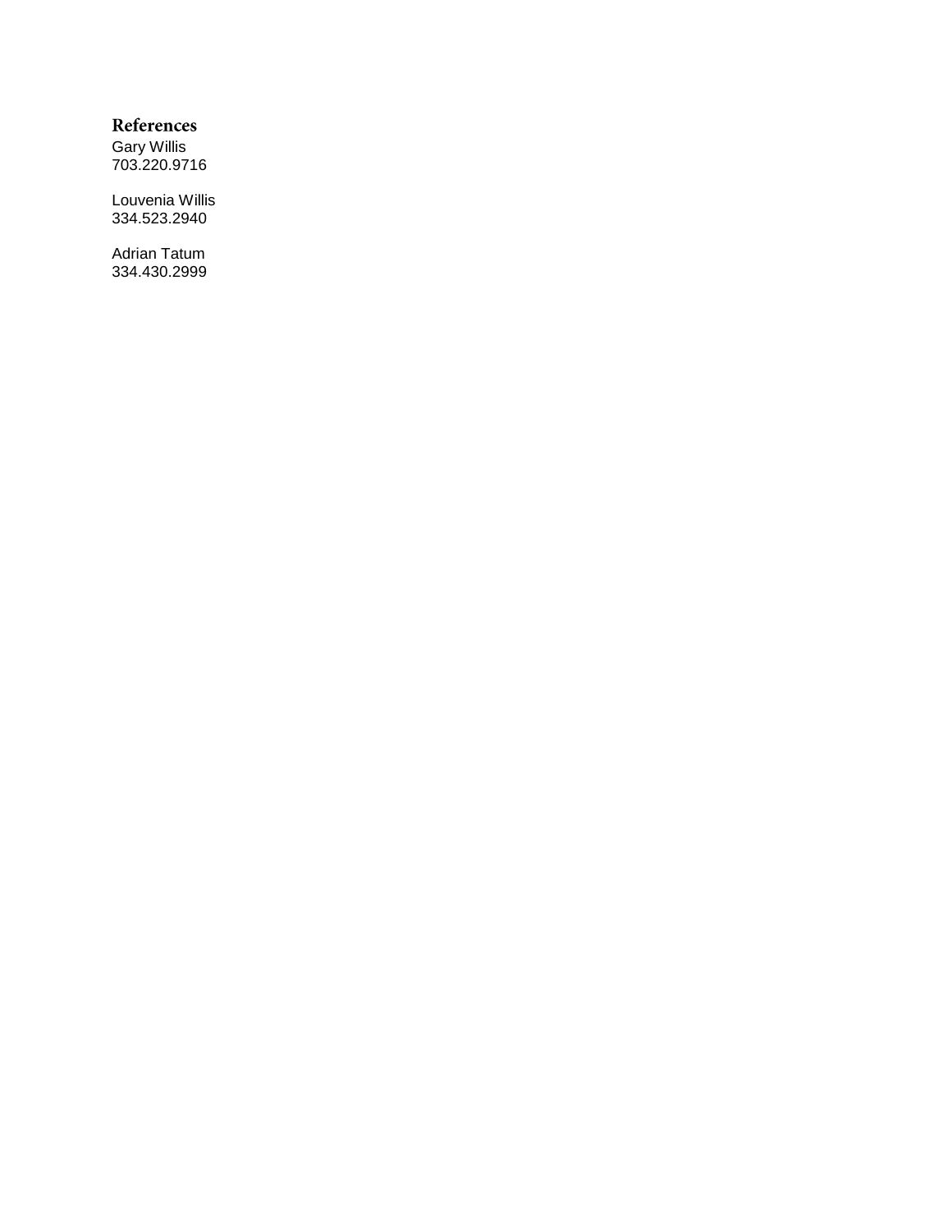## References

Gary Willis
703.220.9716

Louvenia Willis
334.523.2940

Adrian Tatum
334.430.2999